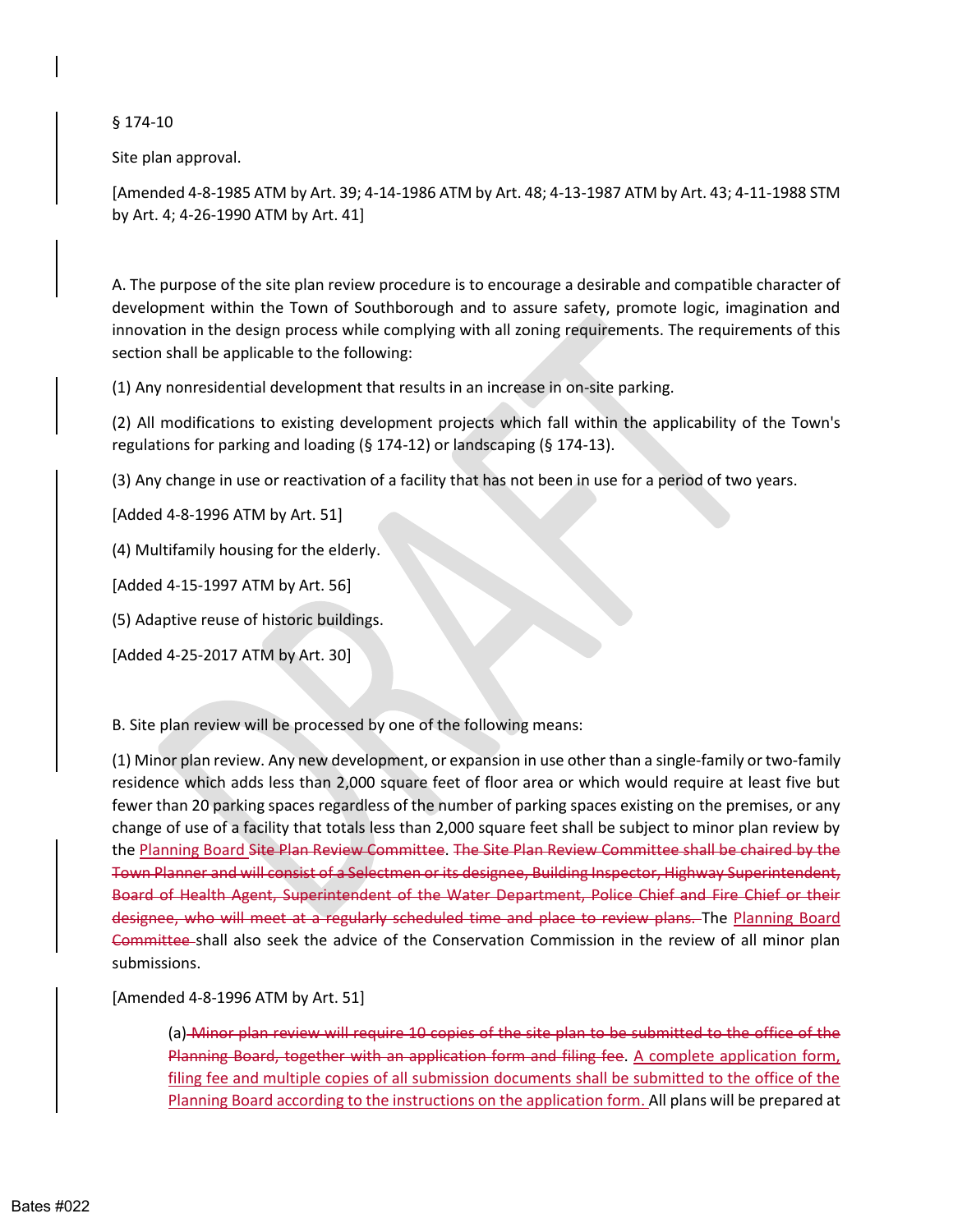§ 174-10

Site plan approval.

[Amended 4-8-1985 ATM by Art. 39; 4-14-1986 ATM by Art. 48; 4-13-1987 ATM by Art. 43; 4-11-1988 STM by Art. 4; 4-26-1990 ATM by Art. 41]

A. The purpose of the site plan review procedure is to encourage a desirable and compatible character of development within the Town of Southborough and to assure safety, promote logic, imagination and innovation in the design process while complying with all zoning requirements. The requirements of this section shall be applicable to the following:

(1) Any nonresidential development that results in an increase in on-site parking.

(2) All modifications to existing development projects which fall within the applicability of the Town's regulations for parking and loading (§ 174-12) or landscaping (§ 174-13).

(3) Any change in use or reactivation of a facility that has not been in use for a period of two years.

[Added 4-8-1996 ATM by Art. 51]

(4) Multifamily housing for the elderly.

[Added 4-15-1997 ATM by Art. 56]

(5) Adaptive reuse of historic buildings.

[Added 4-25-2017 ATM by Art. 30]

B. Site plan review will be processed by one of the following means:

(1) Minor plan review. Any new development, or expansion in use other than a single-family or two-family residence which adds less than 2,000 square feet of floor area or which would require at least five but fewer than 20 parking spaces regardless of the number of parking spaces existing on the premises, or any change of use of a facility that totals less than 2,000 square feet shall be subject to minor plan review by the Planning Board ~~Site Plan Review Committee~~. ~~The Site Plan Review Committee shall be chaired by the Town Planner and will consist of a Selectmen or its designee, Building Inspector, Highway Superintendent, Board of Health Agent, Superintendent of the Water Department, Police Chief and Fire Chief or their designee, who will meet at a regularly scheduled time and place to review plans.~~ The Planning Board ~~Committee~~ shall also seek the advice of the Conservation Commission in the review of all minor plan submissions.

[Amended 4-8-1996 ATM by Art. 51]

(a) ~~Minor plan review will require 10 copies of the site plan to be submitted to the office of the Planning Board, together with an application form and filing fee~~. A complete application form, filing fee and multiple copies of all submission documents shall be submitted to the office of the Planning Board according to the instructions on the application form. All plans will be prepared at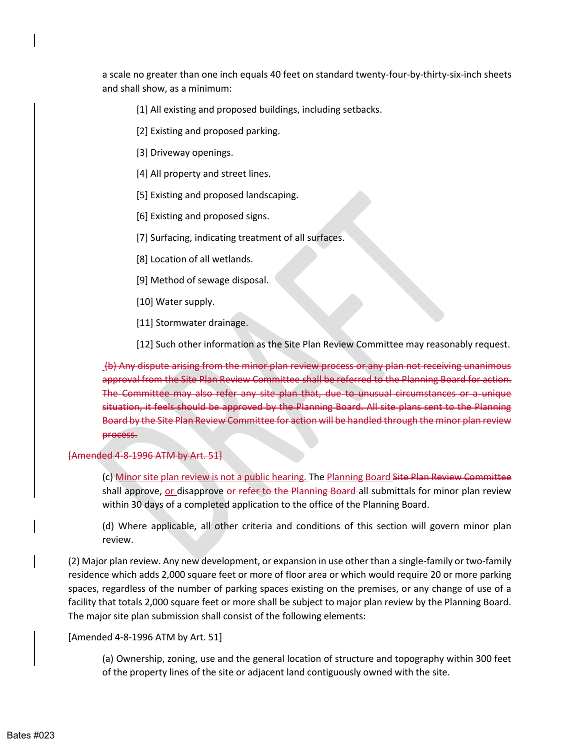a scale no greater than one inch equals 40 feet on standard twenty-four-by-thirty-six-inch sheets and shall show, as a minimum:

[1] All existing and proposed buildings, including setbacks.

[2] Existing and proposed parking.

[3] Driveway openings.

[4] All property and street lines.

[5] Existing and proposed landscaping.

[6] Existing and proposed signs.

[7] Surfacing, indicating treatment of all surfaces.

[8] Location of all wetlands.

[9] Method of sewage disposal.

[10] Water supply.

[11] Stormwater drainage.

[12] Such other information as the Site Plan Review Committee may reasonably request.

~~(b) Any dispute arising from the minor plan review process or any plan not receiving unanimous approval from the Site Plan Review Committee shall be referred to the Planning Board for action. The Committee may also refer any site plan that, due to unusual circumstances or a unique situation, it feels should be approved by the Planning Board. All site plans sent to the Planning Board by the Site Plan Review Committee for action will be handled through the minor plan review process.~~

~~[Amended 4-8-1996 ATM by Art. 51]~~

(c) Minor site plan review is not a public hearing. The Planning Board ~~Site Plan Review Committee~~ shall approve, or disapprove ~~or refer to the Planning Board~~ all submittals for minor plan review within 30 days of a completed application to the office of the Planning Board.

(d) Where applicable, all other criteria and conditions of this section will govern minor plan review.

(2) Major plan review. Any new development, or expansion in use other than a single-family or two-family residence which adds 2,000 square feet or more of floor area or which would require 20 or more parking spaces, regardless of the number of parking spaces existing on the premises, or any change of use of a facility that totals 2,000 square feet or more shall be subject to major plan review by the Planning Board. The major site plan submission shall consist of the following elements:

[Amended 4-8-1996 ATM by Art. 51]

(a) Ownership, zoning, use and the general location of structure and topography within 300 feet of the property lines of the site or adjacent land contiguously owned with the site.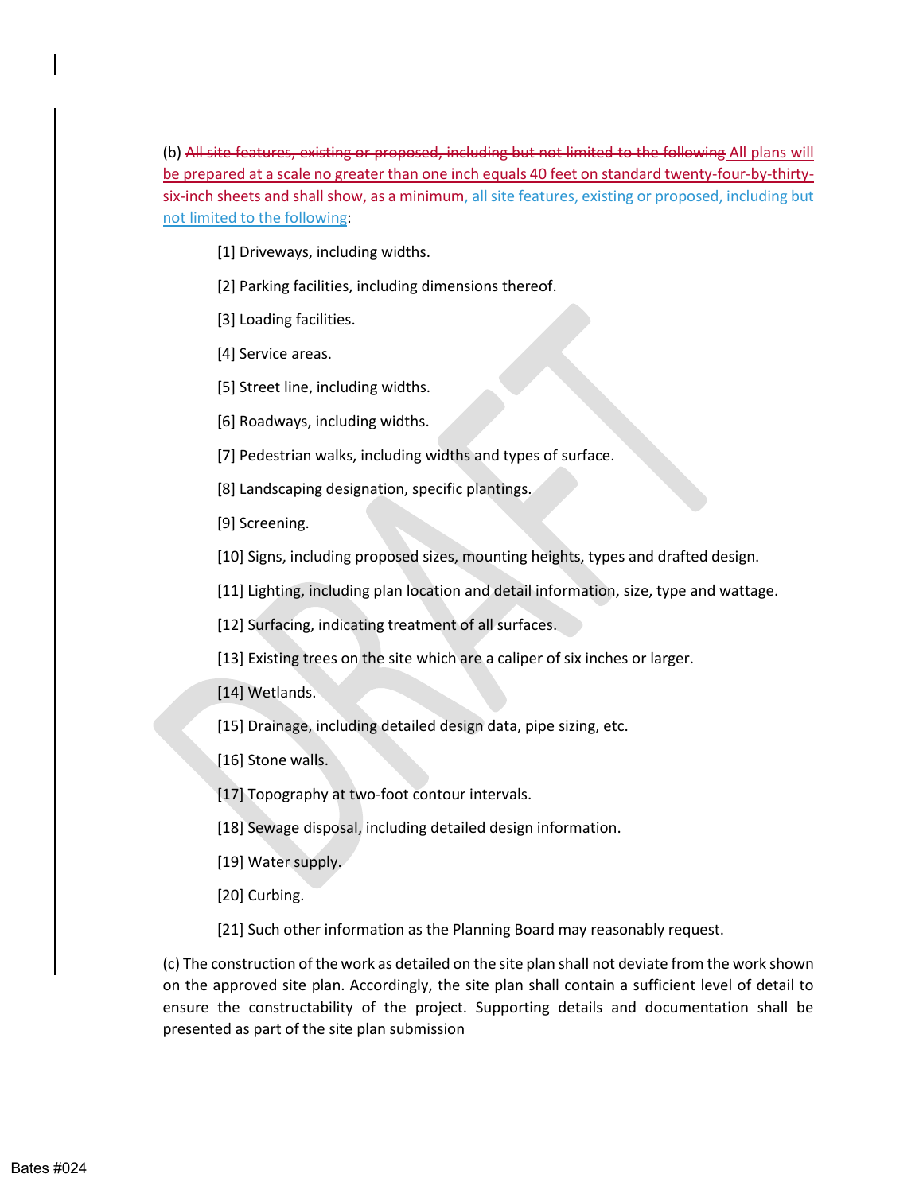(b) ~~All site features, existing or proposed, including but not limited to the following~~ All plans will be prepared at a scale no greater than one inch equals 40 feet on standard twenty-four-by-thirty-six-inch sheets and shall show, as a minimum, all site features, existing or proposed, including but not limited to the following:

[1] Driveways, including widths.

[2] Parking facilities, including dimensions thereof.

[3] Loading facilities.

[4] Service areas.

[5] Street line, including widths.

[6] Roadways, including widths.

[7] Pedestrian walks, including widths and types of surface.

[8] Landscaping designation, specific plantings.

[9] Screening.

[10] Signs, including proposed sizes, mounting heights, types and drafted design.

[11] Lighting, including plan location and detail information, size, type and wattage.

[12] Surfacing, indicating treatment of all surfaces.

[13] Existing trees on the site which are a caliper of six inches or larger.

[14] Wetlands.

[15] Drainage, including detailed design data, pipe sizing, etc.

[16] Stone walls.

[17] Topography at two-foot contour intervals.

[18] Sewage disposal, including detailed design information.

[19] Water supply.

[20] Curbing.

[21] Such other information as the Planning Board may reasonably request.

(c) The construction of the work as detailed on the site plan shall not deviate from the work shown on the approved site plan. Accordingly, the site plan shall contain a sufficient level of detail to ensure the constructability of the project. Supporting details and documentation shall be presented as part of the site plan submission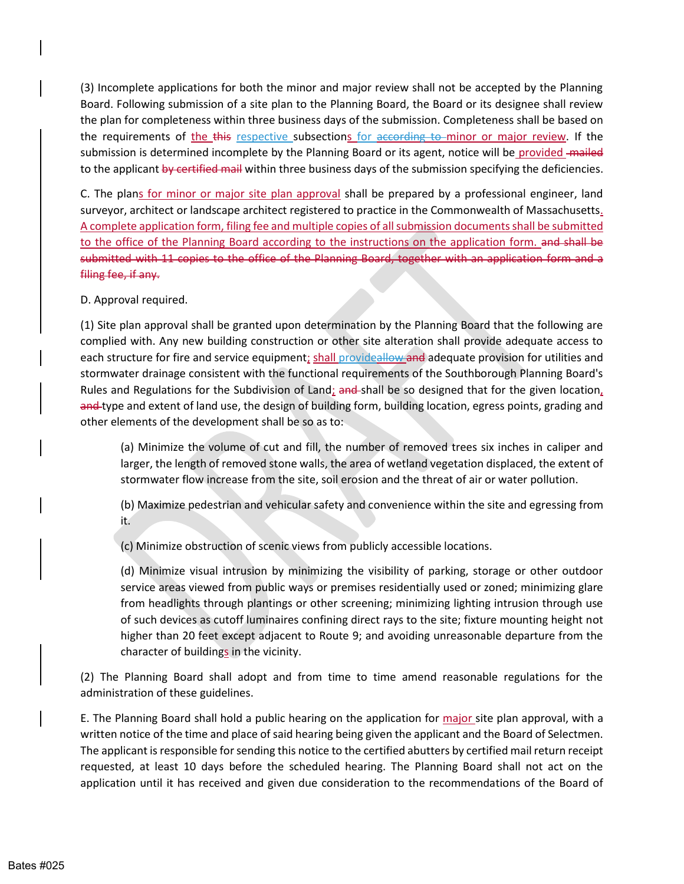(3) Incomplete applications for both the minor and major review shall not be accepted by the Planning Board. Following submission of a site plan to the Planning Board, the Board or its designee shall review the plan for completeness within three business days of the submission. Completeness shall be based on the requirements of the ~~this~~ respective subsections for ~~according to~~ minor or major review. If the submission is determined incomplete by the Planning Board or its agent, notice will be provided ~~mailed~~ to the applicant ~~by certified mail~~ within three business days of the submission specifying the deficiencies.

C. The plans for minor or major site plan approval shall be prepared by a professional engineer, land surveyor, architect or landscape architect registered to practice in the Commonwealth of Massachusetts. A complete application form, filing fee and multiple copies of all submission documents shall be submitted to the office of the Planning Board according to the instructions on the application form. ~~and shall be submitted with 11 copies to the office of the Planning Board, together with an application form and a filing fee, if any.~~

D. Approval required.

(1) Site plan approval shall be granted upon determination by the Planning Board that the following are complied with. Any new building construction or other site alteration shall provide adequate access to each structure for fire and service equipment; shall provide~~allow~~ ~~and~~ adequate provision for utilities and stormwater drainage consistent with the functional requirements of the Southborough Planning Board's Rules and Regulations for the Subdivision of Land; ~~and~~ shall be so designed that for the given location, ~~and~~ type and extent of land use, the design of building form, building location, egress points, grading and other elements of the development shall be so as to:

> (a) Minimize the volume of cut and fill, the number of removed trees six inches in caliper and larger, the length of removed stone walls, the area of wetland vegetation displaced, the extent of stormwater flow increase from the site, soil erosion and the threat of air or water pollution.
>
> (b) Maximize pedestrian and vehicular safety and convenience within the site and egressing from it.
>
> (c) Minimize obstruction of scenic views from publicly accessible locations.
>
> (d) Minimize visual intrusion by minimizing the visibility of parking, storage or other outdoor service areas viewed from public ways or premises residentially used or zoned; minimizing glare from headlights through plantings or other screening; minimizing lighting intrusion through use of such devices as cutoff luminaires confining direct rays to the site; fixture mounting height not higher than 20 feet except adjacent to Route 9; and avoiding unreasonable departure from the character of buildings in the vicinity.

(2) The Planning Board shall adopt and from time to time amend reasonable regulations for the administration of these guidelines.

E. The Planning Board shall hold a public hearing on the application for major site plan approval, with a written notice of the time and place of said hearing being given the applicant and the Board of Selectmen. The applicant is responsible for sending this notice to the certified abutters by certified mail return receipt requested, at least 10 days before the scheduled hearing. The Planning Board shall not act on the application until it has received and given due consideration to the recommendations of the Board of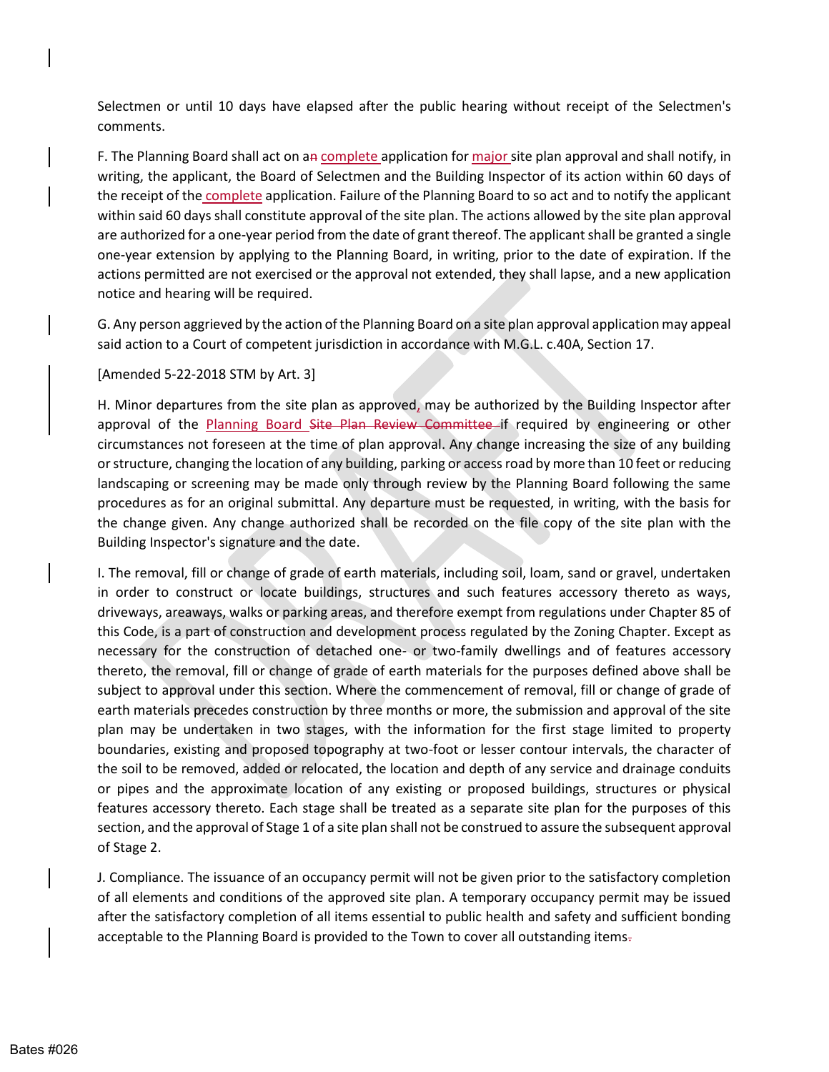Selectmen or until 10 days have elapsed after the public hearing without receipt of the Selectmen's comments.

F. The Planning Board shall act on a complete application for major site plan approval and shall notify, in writing, the applicant, the Board of Selectmen and the Building Inspector of its action within 60 days of the receipt of the complete application. Failure of the Planning Board to so act and to notify the applicant within said 60 days shall constitute approval of the site plan. The actions allowed by the site plan approval are authorized for a one-year period from the date of grant thereof. The applicant shall be granted a single one-year extension by applying to the Planning Board, in writing, prior to the date of expiration. If the actions permitted are not exercised or the approval not extended, they shall lapse, and a new application notice and hearing will be required.

G. Any person aggrieved by the action of the Planning Board on a site plan approval application may appeal said action to a Court of competent jurisdiction in accordance with M.G.L. c.40A, Section 17.

[Amended 5-22-2018 STM by Art. 3]

H. Minor departures from the site plan as approved, may be authorized by the Building Inspector after approval of the Planning Board ~~Site Plan Review Committee~~ if required by engineering or other circumstances not foreseen at the time of plan approval. Any change increasing the size of any building or structure, changing the location of any building, parking or access road by more than 10 feet or reducing landscaping or screening may be made only through review by the Planning Board following the same procedures as for an original submittal. Any departure must be requested, in writing, with the basis for the change given. Any change authorized shall be recorded on the file copy of the site plan with the Building Inspector's signature and the date.

I. The removal, fill or change of grade of earth materials, including soil, loam, sand or gravel, undertaken in order to construct or locate buildings, structures and such features accessory thereto as ways, driveways, areaways, walks or parking areas, and therefore exempt from regulations under Chapter 85 of this Code, is a part of construction and development process regulated by the Zoning Chapter. Except as necessary for the construction of detached one- or two-family dwellings and of features accessory thereto, the removal, fill or change of grade of earth materials for the purposes defined above shall be subject to approval under this section. Where the commencement of removal, fill or change of grade of earth materials precedes construction by three months or more, the submission and approval of the site plan may be undertaken in two stages, with the information for the first stage limited to property boundaries, existing and proposed topography at two-foot or lesser contour intervals, the character of the soil to be removed, added or relocated, the location and depth of any service and drainage conduits or pipes and the approximate location of any existing or proposed buildings, structures or physical features accessory thereto. Each stage shall be treated as a separate site plan for the purposes of this section, and the approval of Stage 1 of a site plan shall not be construed to assure the subsequent approval of Stage 2.

J. Compliance. The issuance of an occupancy permit will not be given prior to the satisfactory completion of all elements and conditions of the approved site plan. A temporary occupancy permit may be issued after the satisfactory completion of all items essential to public health and safety and sufficient bonding acceptable to the Planning Board is provided to the Town to cover all outstanding items.

Bates #026